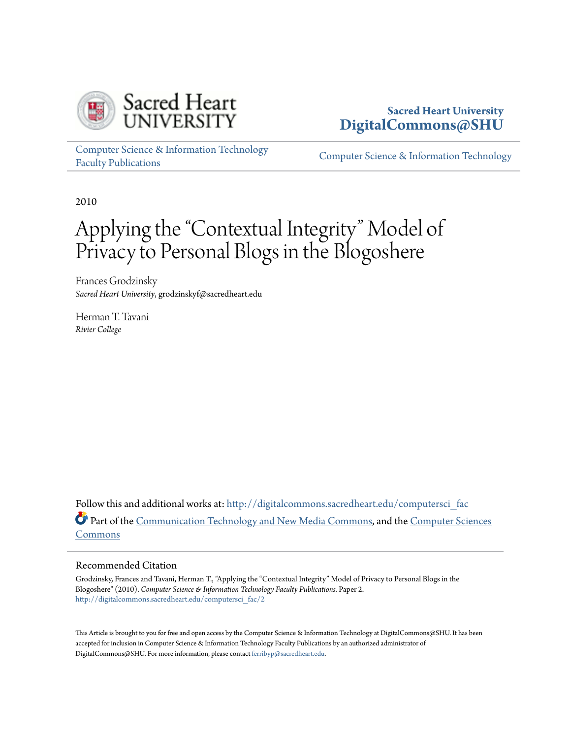Sacred Heart University
DigitalCommons@SHU

Computer Science & Information Technology Faculty Publications

Computer Science & Information Technology

2010

# Applying the "Contextual Integrity" Model of Privacy to Personal Blogs in the Blogoshere

Frances Grodzinsky
*Sacred Heart University*, grodzinskyf@sacredheart.edu

Herman T. Tavani
*Rivier College*

Follow this and additional works at: http://digitalcommons.sacredheart.edu/computersci_fac

Part of the Communication Technology and New Media Commons, and the Computer Sciences Commons

## Recommended Citation

Grodzinsky, Frances and Tavani, Herman T., "Applying the "Contextual Integrity" Model of Privacy to Personal Blogs in the Blogoshere" (2010). *Computer Science & Information Technology Faculty Publications.* Paper 2.
http://digitalcommons.sacredheart.edu/computersci_fac/2

This Article is brought to you for free and open access by the Computer Science & Information Technology at DigitalCommons@SHU. It has been accepted for inclusion in Computer Science & Information Technology Faculty Publications by an authorized administrator of DigitalCommons@SHU. For more information, please contact ferribyp@sacredheart.edu.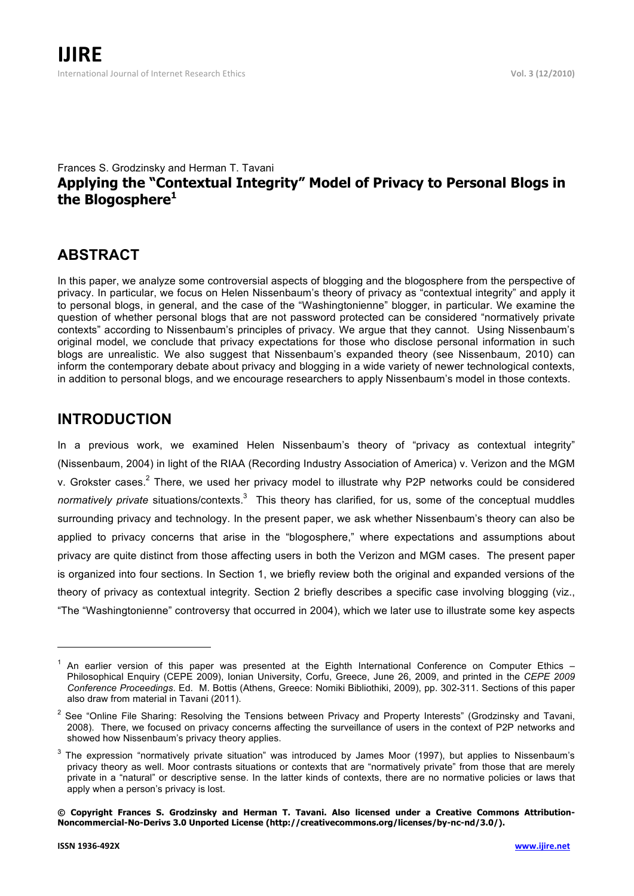Frances S. Grodzinsky and Herman T. Tavani

# Applying the "Contextual Integrity" Model of Privacy to Personal Blogs in the Blogosphere[1]

## ABSTRACT

In this paper, we analyze some controversial aspects of blogging and the blogosphere from the perspective of privacy. In particular, we focus on Helen Nissenbaum's theory of privacy as "contextual integrity" and apply it to personal blogs, in general, and the case of the "Washingtonienne" blogger, in particular. We examine the question of whether personal blogs that are not password protected can be considered "normatively private contexts" according to Nissenbaum's principles of privacy. We argue that they cannot. Using Nissenbaum's original model, we conclude that privacy expectations for those who disclose personal information in such blogs are unrealistic. We also suggest that Nissenbaum's expanded theory (see Nissenbaum, 2010) can inform the contemporary debate about privacy and blogging in a wide variety of newer technological contexts, in addition to personal blogs, and we encourage researchers to apply Nissenbaum's model in those contexts.

## INTRODUCTION

In a previous work, we examined Helen Nissenbaum's theory of "privacy as contextual integrity" (Nissenbaum, 2004) in light of the RIAA (Recording Industry Association of America) v. Verizon and the MGM v. Grokster cases.[2] There, we used her privacy model to illustrate why P2P networks could be considered *normatively private* situations/contexts.[3] This theory has clarified, for us, some of the conceptual muddles surrounding privacy and technology. In the present paper, we ask whether Nissenbaum's theory can also be applied to privacy concerns that arise in the "blogosphere," where expectations and assumptions about privacy are quite distinct from those affecting users in both the Verizon and MGM cases. The present paper is organized into four sections. In Section 1, we briefly review both the original and expanded versions of the theory of privacy as contextual integrity. Section 2 briefly describes a specific case involving blogging (viz., "The "Washingtonienne" controversy that occurred in 2004), which we later use to illustrate some key aspects

---

[1] An earlier version of this paper was presented at the Eighth International Conference on Computer Ethics – Philosophical Enquiry (CEPE 2009), Ionian University, Corfu, Greece, June 26, 2009, and printed in the *CEPE 2009 Conference Proceedings*. Ed. M. Bottis (Athens, Greece: Nomiki Bibliothiki, 2009), pp. 302-311. Sections of this paper also draw from material in Tavani (2011).

[2] See "Online File Sharing: Resolving the Tensions between Privacy and Property Interests" (Grodzinsky and Tavani, 2008). There, we focused on privacy concerns affecting the surveillance of users in the context of P2P networks and showed how Nissenbaum's privacy theory applies.

[3] The expression "normatively private situation" was introduced by James Moor (1997), but applies to Nissenbaum's privacy theory as well. Moor contrasts situations or contexts that are "normatively private" from those that are merely private in a "natural" or descriptive sense. In the latter kinds of contexts, there are no normative policies or laws that apply when a person's privacy is lost.

**© Copyright Frances S. Grodzinsky and Herman T. Tavani. Also licensed under a Creative Commons Attribution-Noncommercial-No-Derivs 3.0 Unported License (http://creativecommons.org/licenses/by-nc-nd/3.0/).**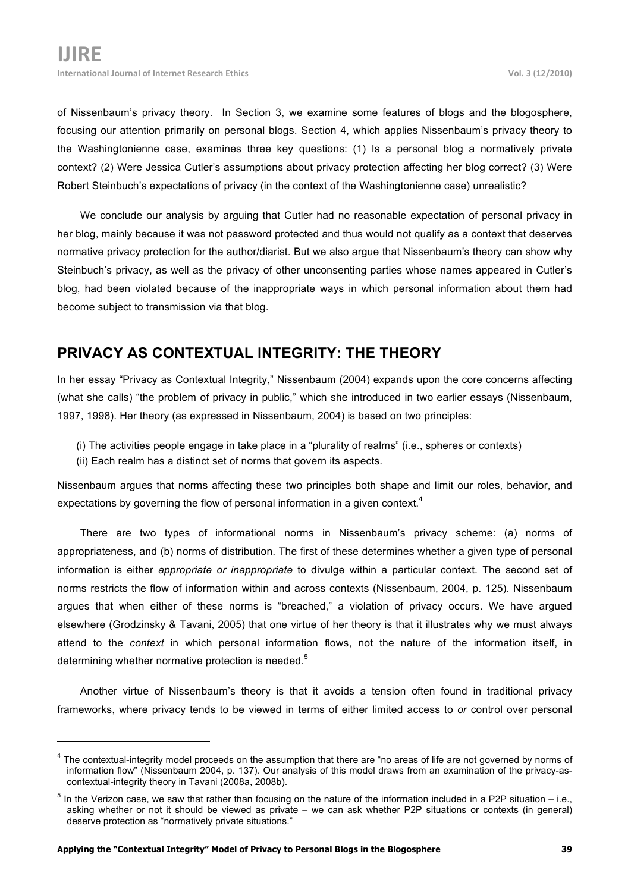of Nissenbaum's privacy theory. In Section 3, we examine some features of blogs and the blogosphere, focusing our attention primarily on personal blogs. Section 4, which applies Nissenbaum's privacy theory to the Washingtonienne case, examines three key questions: (1) Is a personal blog a normatively private context? (2) Were Jessica Cutler's assumptions about privacy protection affecting her blog correct? (3) Were Robert Steinbuch's expectations of privacy (in the context of the Washingtonienne case) unrealistic?

We conclude our analysis by arguing that Cutler had no reasonable expectation of personal privacy in her blog, mainly because it was not password protected and thus would not qualify as a context that deserves normative privacy protection for the author/diarist. But we also argue that Nissenbaum's theory can show why Steinbuch's privacy, as well as the privacy of other unconsenting parties whose names appeared in Cutler's blog, had been violated because of the inappropriate ways in which personal information about them had become subject to transmission via that blog.

## PRIVACY AS CONTEXTUAL INTEGRITY: THE THEORY

In her essay "Privacy as Contextual Integrity," Nissenbaum (2004) expands upon the core concerns affecting (what she calls) "the problem of privacy in public," which she introduced in two earlier essays (Nissenbaum, 1997, 1998). Her theory (as expressed in Nissenbaum, 2004) is based on two principles:

(i) The activities people engage in take place in a "plurality of realms" (i.e., spheres or contexts)
(ii) Each realm has a distinct set of norms that govern its aspects.

Nissenbaum argues that norms affecting these two principles both shape and limit our roles, behavior, and expectations by governing the flow of personal information in a given context.[4]

There are two types of informational norms in Nissenbaum's privacy scheme: (a) norms of appropriateness, and (b) norms of distribution. The first of these determines whether a given type of personal information is either *appropriate or inappropriate* to divulge within a particular context. The second set of norms restricts the flow of information within and across contexts (Nissenbaum, 2004, p. 125). Nissenbaum argues that when either of these norms is "breached," a violation of privacy occurs. We have argued elsewhere (Grodzinsky & Tavani, 2005) that one virtue of her theory is that it illustrates why we must always attend to the *context* in which personal information flows, not the nature of the information itself, in determining whether normative protection is needed.[5]

Another virtue of Nissenbaum's theory is that it avoids a tension often found in traditional privacy frameworks, where privacy tends to be viewed in terms of either limited access to *or* control over personal

---

[4] The contextual-integrity model proceeds on the assumption that there are "no areas of life are not governed by norms of information flow" (Nissenbaum 2004, p. 137). Our analysis of this model draws from an examination of the privacy-as-contextual-integrity theory in Tavani (2008a, 2008b).

[5] In the Verizon case, we saw that rather than focusing on the nature of the information included in a P2P situation – i.e., asking whether or not it should be viewed as private – we can ask whether P2P situations or contexts (in general) deserve protection as "normatively private situations."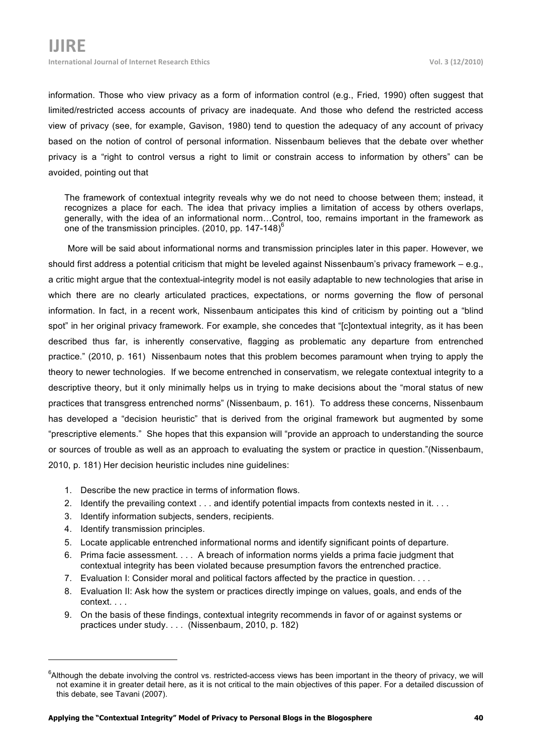information. Those who view privacy as a form of information control (e.g., Fried, 1990) often suggest that limited/restricted access accounts of privacy are inadequate. And those who defend the restricted access view of privacy (see, for example, Gavison, 1980) tend to question the adequacy of any account of privacy based on the notion of control of personal information. Nissenbaum believes that the debate over whether privacy is a "right to control versus a right to limit or constrain access to information by others" can be avoided, pointing out that

> The framework of contextual integrity reveals why we do not need to choose between them; instead, it recognizes a place for each. The idea that privacy implies a limitation of access by others overlaps, generally, with the idea of an informational norm…Control, too, remains important in the framework as one of the transmission principles. (2010, pp. 147-148)[6]

More will be said about informational norms and transmission principles later in this paper. However, we should first address a potential criticism that might be leveled against Nissenbaum's privacy framework – e.g., a critic might argue that the contextual-integrity model is not easily adaptable to new technologies that arise in which there are no clearly articulated practices, expectations, or norms governing the flow of personal information. In fact, in a recent work, Nissenbaum anticipates this kind of criticism by pointing out a "blind spot" in her original privacy framework. For example, she concedes that "[c]ontextual integrity, as it has been described thus far, is inherently conservative, flagging as problematic any departure from entrenched practice." (2010, p. 161) Nissenbaum notes that this problem becomes paramount when trying to apply the theory to newer technologies. If we become entrenched in conservatism, we relegate contextual integrity to a descriptive theory, but it only minimally helps us in trying to make decisions about the "moral status of new practices that transgress entrenched norms" (Nissenbaum, p. 161). To address these concerns, Nissenbaum has developed a "decision heuristic" that is derived from the original framework but augmented by some "prescriptive elements." She hopes that this expansion will "provide an approach to understanding the source or sources of trouble as well as an approach to evaluating the system or practice in question."(Nissenbaum, 2010, p. 181) Her decision heuristic includes nine guidelines:

> 1. Describe the new practice in terms of information flows.
> 2. Identify the prevailing context . . . and identify potential impacts from contexts nested in it. . . .
> 3. Identify information subjects, senders, recipients.
> 4. Identify transmission principles.
> 5. Locate applicable entrenched informational norms and identify significant points of departure.
> 6. Prima facie assessment. . . . A breach of information norms yields a prima facie judgment that contextual integrity has been violated because presumption favors the entrenched practice.
> 7. Evaluation I: Consider moral and political factors affected by the practice in question. . . .
> 8. Evaluation II: Ask how the system or practices directly impinge on values, goals, and ends of the context. . . .
> 9. On the basis of these findings, contextual integrity recommends in favor of or against systems or practices under study. . . . (Nissenbaum, 2010, p. 182)

[6]Although the debate involving the control vs. restricted-access views has been important in the theory of privacy, we will not examine it in greater detail here, as it is not critical to the main objectives of this paper. For a detailed discussion of this debate, see Tavani (2007).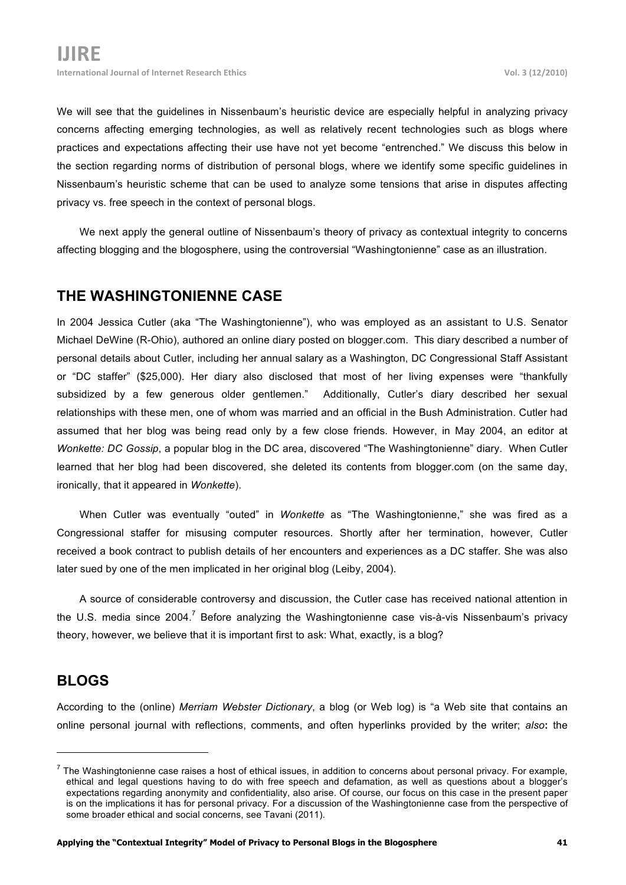We will see that the guidelines in Nissenbaum's heuristic device are especially helpful in analyzing privacy concerns affecting emerging technologies, as well as relatively recent technologies such as blogs where practices and expectations affecting their use have not yet become "entrenched." We discuss this below in the section regarding norms of distribution of personal blogs, where we identify some specific guidelines in Nissenbaum's heuristic scheme that can be used to analyze some tensions that arise in disputes affecting privacy vs. free speech in the context of personal blogs.

We next apply the general outline of Nissenbaum's theory of privacy as contextual integrity to concerns affecting blogging and the blogosphere, using the controversial "Washingtonienne" case as an illustration.

## THE WASHINGTONIENNE CASE

In 2004 Jessica Cutler (aka "The Washingtonienne"), who was employed as an assistant to U.S. Senator Michael DeWine (R-Ohio), authored an online diary posted on blogger.com. This diary described a number of personal details about Cutler, including her annual salary as a Washington, DC Congressional Staff Assistant or "DC staffer" ($25,000). Her diary also disclosed that most of her living expenses were "thankfully subsidized by a few generous older gentlemen." Additionally, Cutler's diary described her sexual relationships with these men, one of whom was married and an official in the Bush Administration. Cutler had assumed that her blog was being read only by a few close friends. However, in May 2004, an editor at *Wonkette: DC Gossip*, a popular blog in the DC area, discovered "The Washingtonienne" diary. When Cutler learned that her blog had been discovered, she deleted its contents from blogger.com (on the same day, ironically, that it appeared in *Wonkette*).

When Cutler was eventually "outed" in *Wonkette* as "The Washingtonienne," she was fired as a Congressional staffer for misusing computer resources. Shortly after her termination, however, Cutler received a book contract to publish details of her encounters and experiences as a DC staffer. She was also later sued by one of the men implicated in her original blog (Leiby, 2004).

A source of considerable controversy and discussion, the Cutler case has received national attention in the U.S. media since 2004.[7] Before analyzing the Washingtonienne case vis-à-vis Nissenbaum's privacy theory, however, we believe that it is important first to ask: What, exactly, is a blog?

## BLOGS

According to the (online) *Merriam Webster Dictionary*, a blog (or Web log) is "a Web site that contains an online personal journal with reflections, comments, and often hyperlinks provided by the writer; *also***:** the

---

[7] The Washingtonienne case raises a host of ethical issues, in addition to concerns about personal privacy. For example, ethical and legal questions having to do with free speech and defamation, as well as questions about a blogger's expectations regarding anonymity and confidentiality, also arise. Of course, our focus on this case in the present paper is on the implications it has for personal privacy. For a discussion of the Washingtonienne case from the perspective of some broader ethical and social concerns, see Tavani (2011).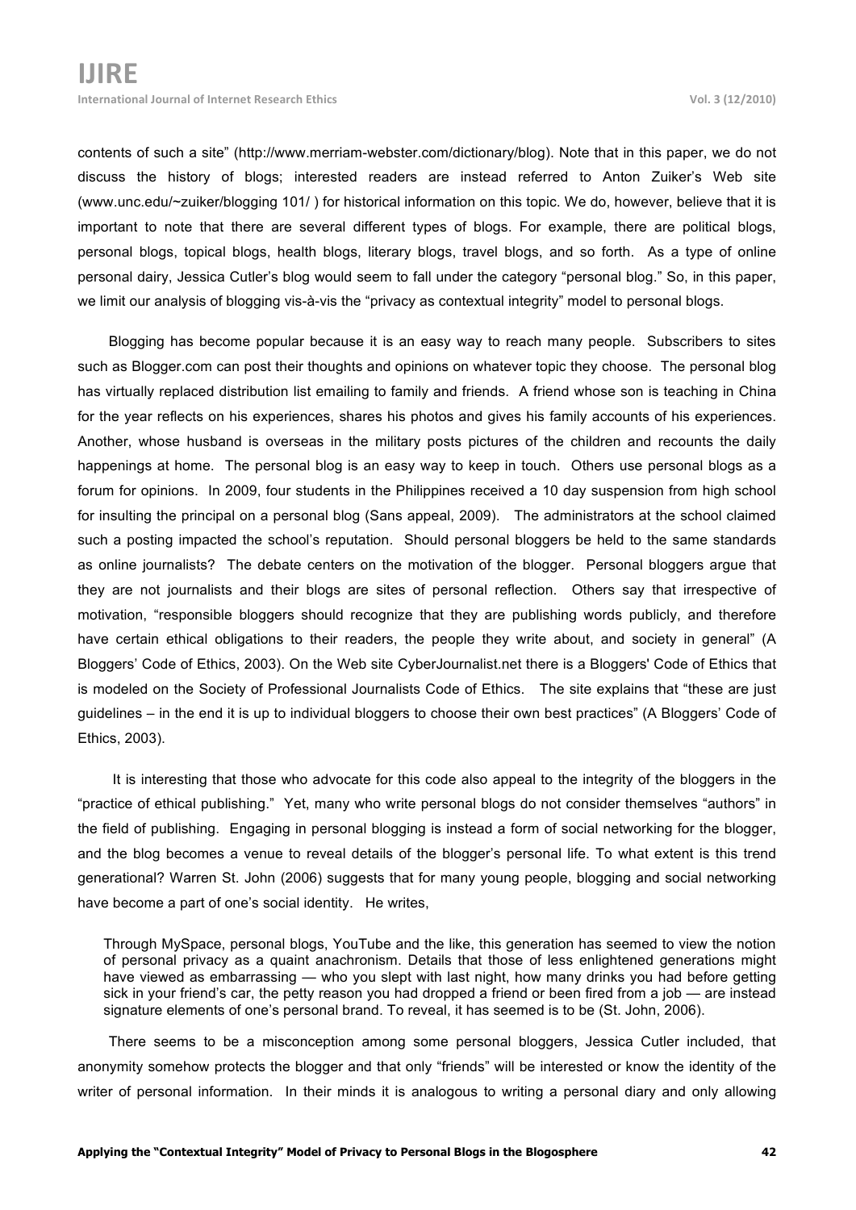contents of such a site" (http://www.merriam-webster.com/dictionary/blog). Note that in this paper, we do not discuss the history of blogs; interested readers are instead referred to Anton Zuiker's Web site (www.unc.edu/~zuiker/blogging 101/ ) for historical information on this topic. We do, however, believe that it is important to note that there are several different types of blogs. For example, there are political blogs, personal blogs, topical blogs, health blogs, literary blogs, travel blogs, and so forth. As a type of online personal dairy, Jessica Cutler's blog would seem to fall under the category "personal blog." So, in this paper, we limit our analysis of blogging vis-à-vis the "privacy as contextual integrity" model to personal blogs.

Blogging has become popular because it is an easy way to reach many people. Subscribers to sites such as Blogger.com can post their thoughts and opinions on whatever topic they choose. The personal blog has virtually replaced distribution list emailing to family and friends. A friend whose son is teaching in China for the year reflects on his experiences, shares his photos and gives his family accounts of his experiences. Another, whose husband is overseas in the military posts pictures of the children and recounts the daily happenings at home. The personal blog is an easy way to keep in touch. Others use personal blogs as a forum for opinions. In 2009, four students in the Philippines received a 10 day suspension from high school for insulting the principal on a personal blog (Sans appeal, 2009). The administrators at the school claimed such a posting impacted the school's reputation. Should personal bloggers be held to the same standards as online journalists? The debate centers on the motivation of the blogger. Personal bloggers argue that they are not journalists and their blogs are sites of personal reflection. Others say that irrespective of motivation, "responsible bloggers should recognize that they are publishing words publicly, and therefore have certain ethical obligations to their readers, the people they write about, and society in general" (A Bloggers' Code of Ethics, 2003). On the Web site CyberJournalist.net there is a Bloggers' Code of Ethics that is modeled on the Society of Professional Journalists Code of Ethics. The site explains that "these are just guidelines – in the end it is up to individual bloggers to choose their own best practices" (A Bloggers' Code of Ethics, 2003).

It is interesting that those who advocate for this code also appeal to the integrity of the bloggers in the "practice of ethical publishing." Yet, many who write personal blogs do not consider themselves "authors" in the field of publishing. Engaging in personal blogging is instead a form of social networking for the blogger, and the blog becomes a venue to reveal details of the blogger's personal life. To what extent is this trend generational? Warren St. John (2006) suggests that for many young people, blogging and social networking have become a part of one's social identity. He writes,

> Through MySpace, personal blogs, YouTube and the like, this generation has seemed to view the notion of personal privacy as a quaint anachronism. Details that those of less enlightened generations might have viewed as embarrassing — who you slept with last night, how many drinks you had before getting sick in your friend's car, the petty reason you had dropped a friend or been fired from a job — are instead signature elements of one's personal brand. To reveal, it has seemed is to be (St. John, 2006).

There seems to be a misconception among some personal bloggers, Jessica Cutler included, that anonymity somehow protects the blogger and that only "friends" will be interested or know the identity of the writer of personal information. In their minds it is analogous to writing a personal diary and only allowing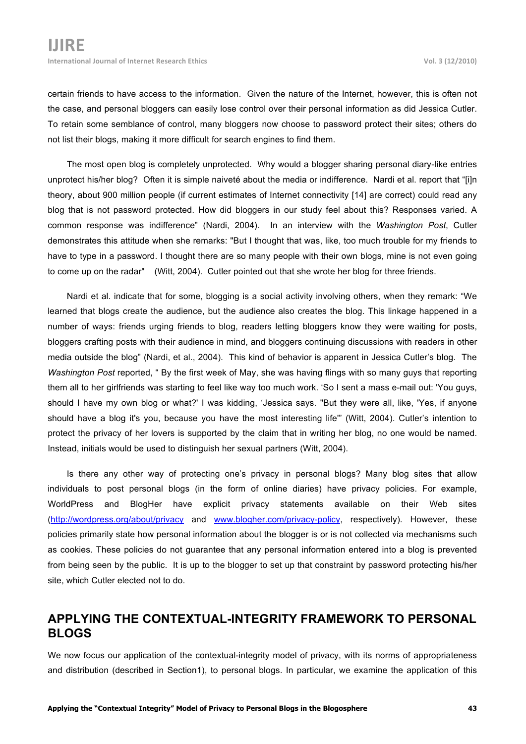certain friends to have access to the information. Given the nature of the Internet, however, this is often not the case, and personal bloggers can easily lose control over their personal information as did Jessica Cutler. To retain some semblance of control, many bloggers now choose to password protect their sites; others do not list their blogs, making it more difficult for search engines to find them.

The most open blog is completely unprotected. Why would a blogger sharing personal diary-like entries unprotect his/her blog? Often it is simple naiveté about the media or indifference. Nardi et al. report that "[i]n theory, about 900 million people (if current estimates of Internet connectivity [14] are correct) could read any blog that is not password protected. How did bloggers in our study feel about this? Responses varied. A common response was indifference" (Nardi, 2004). In an interview with the *Washington Post*, Cutler demonstrates this attitude when she remarks: "But I thought that was, like, too much trouble for my friends to have to type in a password. I thought there are so many people with their own blogs, mine is not even going to come up on the radar" (Witt, 2004). Cutler pointed out that she wrote her blog for three friends.

Nardi et al. indicate that for some, blogging is a social activity involving others, when they remark: "We learned that blogs create the audience, but the audience also creates the blog. This linkage happened in a number of ways: friends urging friends to blog, readers letting bloggers know they were waiting for posts, bloggers crafting posts with their audience in mind, and bloggers continuing discussions with readers in other media outside the blog" (Nardi, et al., 2004). This kind of behavior is apparent in Jessica Cutler's blog. The *Washington Post* reported, " By the first week of May, she was having flings with so many guys that reporting them all to her girlfriends was starting to feel like way too much work. 'So I sent a mass e-mail out: 'You guys, should I have my own blog or what?' I was kidding, 'Jessica says. "But they were all, like, 'Yes, if anyone should have a blog it's you, because you have the most interesting life'" (Witt, 2004). Cutler's intention to protect the privacy of her lovers is supported by the claim that in writing her blog, no one would be named. Instead, initials would be used to distinguish her sexual partners (Witt, 2004).

Is there any other way of protecting one's privacy in personal blogs? Many blog sites that allow individuals to post personal blogs (in the form of online diaries) have privacy policies. For example, WorldPress and BlogHer have explicit privacy statements available on their Web sites (http://wordpress.org/about/privacy and www.blogher.com/privacy-policy, respectively). However, these policies primarily state how personal information about the blogger is or is not collected via mechanisms such as cookies. These policies do not guarantee that any personal information entered into a blog is prevented from being seen by the public. It is up to the blogger to set up that constraint by password protecting his/her site, which Cutler elected not to do.

## APPLYING THE CONTEXTUAL-INTEGRITY FRAMEWORK TO PERSONAL BLOGS

We now focus our application of the contextual-integrity model of privacy, with its norms of appropriateness and distribution (described in Section1), to personal blogs. In particular, we examine the application of this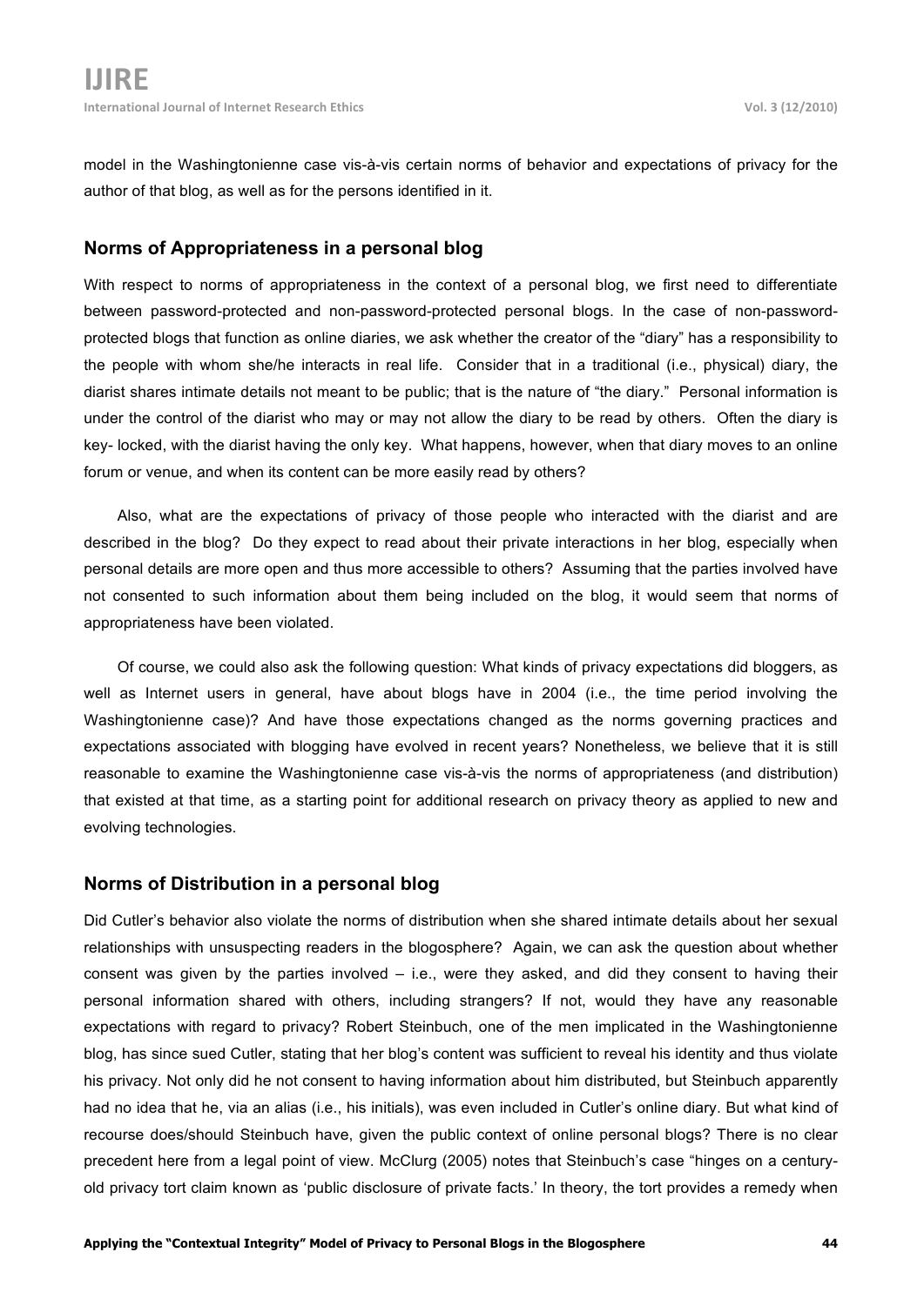model in the Washingtonienne case vis-à-vis certain norms of behavior and expectations of privacy for the author of that blog, as well as for the persons identified in it.

## Norms of Appropriateness in a personal blog

With respect to norms of appropriateness in the context of a personal blog, we first need to differentiate between password-protected and non-password-protected personal blogs. In the case of non-password-protected blogs that function as online diaries, we ask whether the creator of the "diary" has a responsibility to the people with whom she/he interacts in real life. Consider that in a traditional (i.e., physical) diary, the diarist shares intimate details not meant to be public; that is the nature of "the diary." Personal information is under the control of the diarist who may or may not allow the diary to be read by others. Often the diary is key- locked, with the diarist having the only key. What happens, however, when that diary moves to an online forum or venue, and when its content can be more easily read by others?

Also, what are the expectations of privacy of those people who interacted with the diarist and are described in the blog? Do they expect to read about their private interactions in her blog, especially when personal details are more open and thus more accessible to others? Assuming that the parties involved have not consented to such information about them being included on the blog, it would seem that norms of appropriateness have been violated.

Of course, we could also ask the following question: What kinds of privacy expectations did bloggers, as well as Internet users in general, have about blogs have in 2004 (i.e., the time period involving the Washingtonienne case)? And have those expectations changed as the norms governing practices and expectations associated with blogging have evolved in recent years? Nonetheless, we believe that it is still reasonable to examine the Washingtonienne case vis-à-vis the norms of appropriateness (and distribution) that existed at that time, as a starting point for additional research on privacy theory as applied to new and evolving technologies.

## Norms of Distribution in a personal blog

Did Cutler's behavior also violate the norms of distribution when she shared intimate details about her sexual relationships with unsuspecting readers in the blogosphere? Again, we can ask the question about whether consent was given by the parties involved – i.e., were they asked, and did they consent to having their personal information shared with others, including strangers? If not, would they have any reasonable expectations with regard to privacy? Robert Steinbuch, one of the men implicated in the Washingtonienne blog, has since sued Cutler, stating that her blog's content was sufficient to reveal his identity and thus violate his privacy. Not only did he not consent to having information about him distributed, but Steinbuch apparently had no idea that he, via an alias (i.e., his initials), was even included in Cutler's online diary. But what kind of recourse does/should Steinbuch have, given the public context of online personal blogs? There is no clear precedent here from a legal point of view. McClurg (2005) notes that Steinbuch's case "hinges on a century-old privacy tort claim known as 'public disclosure of private facts.' In theory, the tort provides a remedy when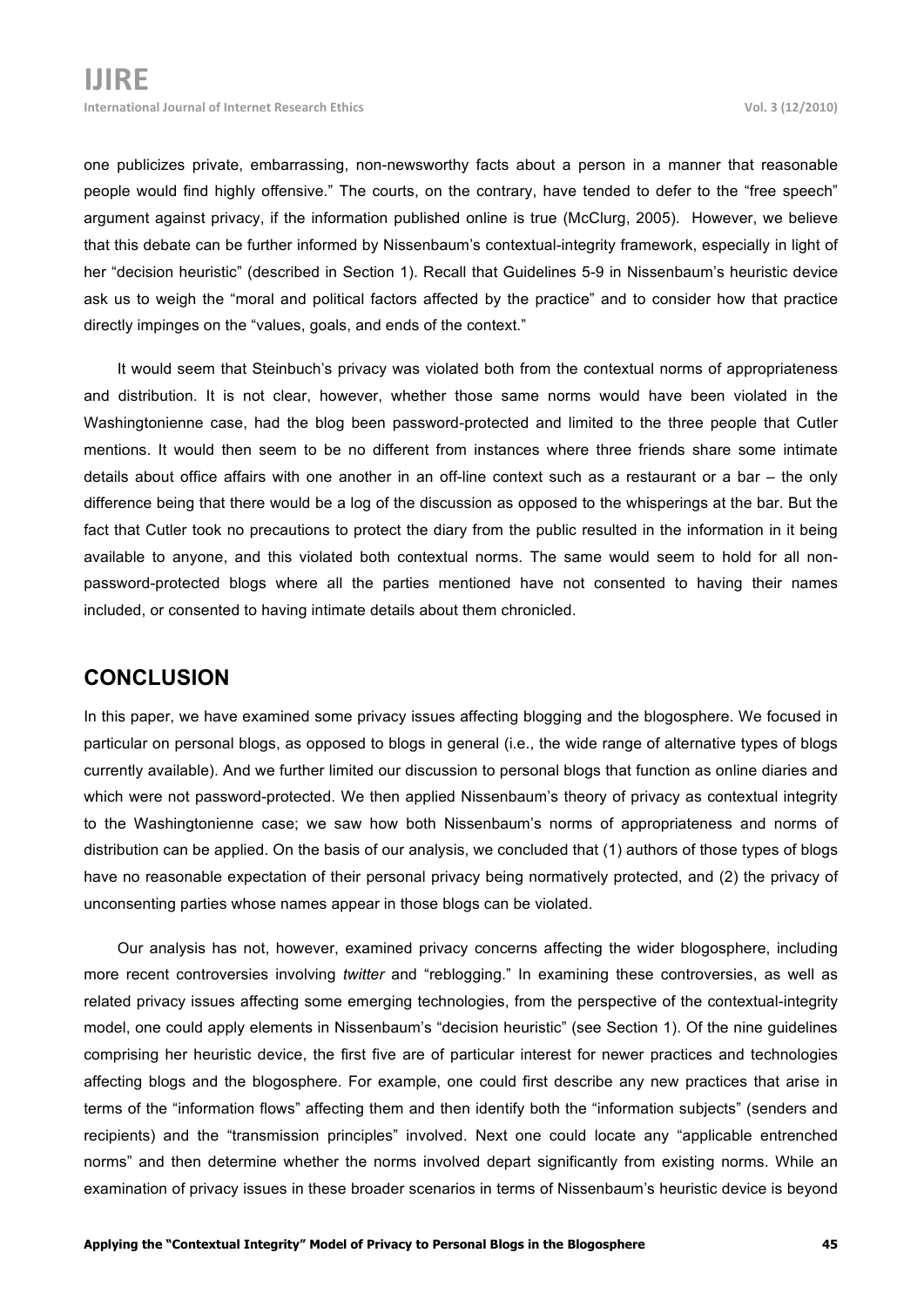one publicizes private, embarrassing, non-newsworthy facts about a person in a manner that reasonable people would find highly offensive." The courts, on the contrary, have tended to defer to the "free speech" argument against privacy, if the information published online is true (McClurg, 2005). However, we believe that this debate can be further informed by Nissenbaum's contextual-integrity framework, especially in light of her "decision heuristic" (described in Section 1). Recall that Guidelines 5-9 in Nissenbaum's heuristic device ask us to weigh the "moral and political factors affected by the practice" and to consider how that practice directly impinges on the "values, goals, and ends of the context."

It would seem that Steinbuch's privacy was violated both from the contextual norms of appropriateness and distribution. It is not clear, however, whether those same norms would have been violated in the Washingtonienne case, had the blog been password-protected and limited to the three people that Cutler mentions. It would then seem to be no different from instances where three friends share some intimate details about office affairs with one another in an off-line context such as a restaurant or a bar – the only difference being that there would be a log of the discussion as opposed to the whisperings at the bar. But the fact that Cutler took no precautions to protect the diary from the public resulted in the information in it being available to anyone, and this violated both contextual norms. The same would seem to hold for all non-password-protected blogs where all the parties mentioned have not consented to having their names included, or consented to having intimate details about them chronicled.

## CONCLUSION

In this paper, we have examined some privacy issues affecting blogging and the blogosphere. We focused in particular on personal blogs, as opposed to blogs in general (i.e., the wide range of alternative types of blogs currently available). And we further limited our discussion to personal blogs that function as online diaries and which were not password-protected. We then applied Nissenbaum's theory of privacy as contextual integrity to the Washingtonienne case; we saw how both Nissenbaum's norms of appropriateness and norms of distribution can be applied. On the basis of our analysis, we concluded that (1) authors of those types of blogs have no reasonable expectation of their personal privacy being normatively protected, and (2) the privacy of unconsenting parties whose names appear in those blogs can be violated.

Our analysis has not, however, examined privacy concerns affecting the wider blogosphere, including more recent controversies involving *twitter* and "reblogging." In examining these controversies, as well as related privacy issues affecting some emerging technologies, from the perspective of the contextual-integrity model, one could apply elements in Nissenbaum's "decision heuristic" (see Section 1). Of the nine guidelines comprising her heuristic device, the first five are of particular interest for newer practices and technologies affecting blogs and the blogosphere. For example, one could first describe any new practices that arise in terms of the "information flows" affecting them and then identify both the "information subjects" (senders and recipients) and the "transmission principles" involved. Next one could locate any "applicable entrenched norms" and then determine whether the norms involved depart significantly from existing norms. While an examination of privacy issues in these broader scenarios in terms of Nissenbaum's heuristic device is beyond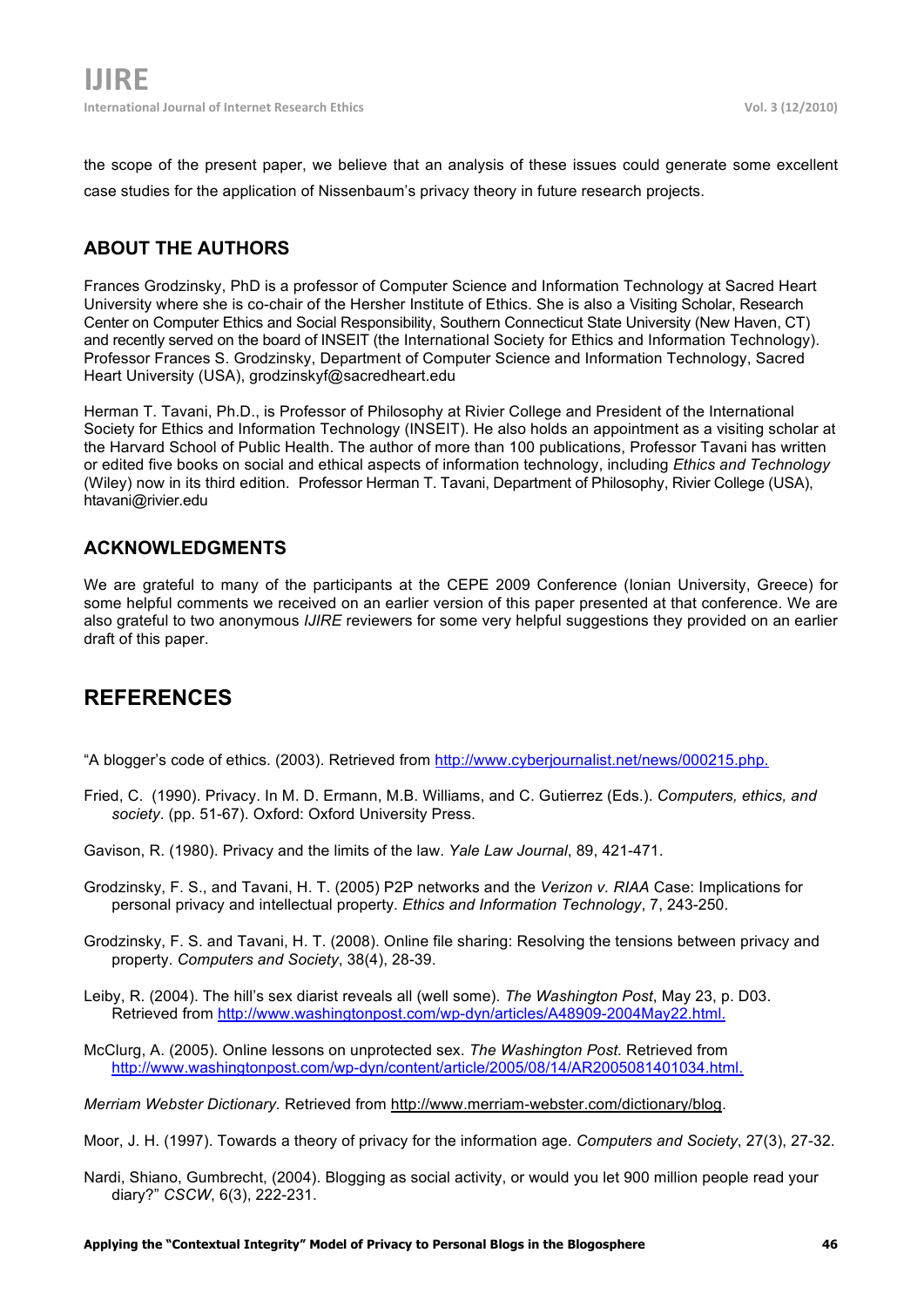the scope of the present paper, we believe that an analysis of these issues could generate some excellent case studies for the application of Nissenbaum's privacy theory in future research projects.

## ABOUT THE AUTHORS

Frances Grodzinsky, PhD is a professor of Computer Science and Information Technology at Sacred Heart University where she is co-chair of the Hersher Institute of Ethics. She is also a Visiting Scholar, Research Center on Computer Ethics and Social Responsibility, Southern Connecticut State University (New Haven, CT) and recently served on the board of INSEIT (the International Society for Ethics and Information Technology). Professor Frances S. Grodzinsky, Department of Computer Science and Information Technology, Sacred Heart University (USA), grodzinskyf@sacredheart.edu

Herman T. Tavani, Ph.D., is Professor of Philosophy at Rivier College and President of the International Society for Ethics and Information Technology (INSEIT). He also holds an appointment as a visiting scholar at the Harvard School of Public Health. The author of more than 100 publications, Professor Tavani has written or edited five books on social and ethical aspects of information technology, including *Ethics and Technology* (Wiley) now in its third edition. Professor Herman T. Tavani, Department of Philosophy, Rivier College (USA), htavani@rivier.edu

## ACKNOWLEDGMENTS

We are grateful to many of the participants at the CEPE 2009 Conference (Ionian University, Greece) for some helpful comments we received on an earlier version of this paper presented at that conference. We are also grateful to two anonymous *IJIRE* reviewers for some very helpful suggestions they provided on an earlier draft of this paper.

# REFERENCES

"A blogger's code of ethics. (2003). Retrieved from http://www.cyberjournalist.net/news/000215.php.

Fried, C. (1990). Privacy. In M. D. Ermann, M.B. Williams, and C. Gutierrez (Eds.). *Computers, ethics, and society*. (pp. 51-67). Oxford: Oxford University Press.

Gavison, R. (1980). Privacy and the limits of the law. *Yale Law Journal*, 89, 421-471.

Grodzinsky, F. S., and Tavani, H. T. (2005) P2P networks and the *Verizon v. RIAA* Case: Implications for personal privacy and intellectual property. *Ethics and Information Technology*, 7, 243-250.

Grodzinsky, F. S. and Tavani, H. T. (2008). Online file sharing: Resolving the tensions between privacy and property. *Computers and Society*, 38(4), 28-39.

Leiby, R. (2004). The hill's sex diarist reveals all (well some). *The Washington Post*, May 23, p. D03. Retrieved from http://www.washingtonpost.com/wp-dyn/articles/A48909-2004May22.html.

McClurg, A. (2005). Online lessons on unprotected sex. *The Washington Post.* Retrieved from http://www.washingtonpost.com/wp-dyn/content/article/2005/08/14/AR2005081401034.html.

*Merriam Webster Dictionary.* Retrieved from http://www.merriam-webster.com/dictionary/blog.

Moor, J. H. (1997). Towards a theory of privacy for the information age. *Computers and Society*, 27(3), 27-32.

Nardi, Shiano, Gumbrecht, (2004). Blogging as social activity, or would you let 900 million people read your diary?" *CSCW*, 6(3), 222-231.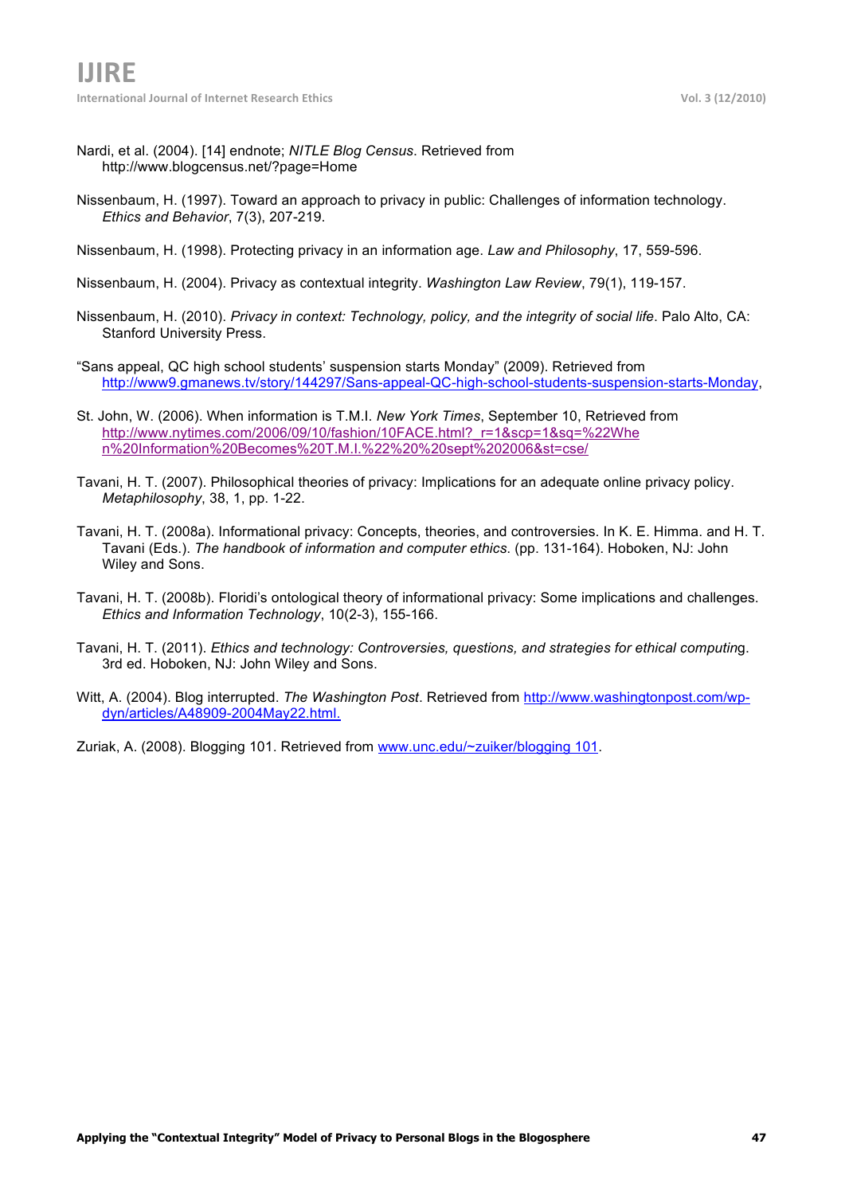Nardi, et al. (2004). [14] endnote; *NITLE Blog Census*. Retrieved from http://www.blogcensus.net/?page=Home

Nissenbaum, H. (1997). Toward an approach to privacy in public: Challenges of information technology. *Ethics and Behavior*, 7(3), 207-219.

Nissenbaum, H. (1998). Protecting privacy in an information age. *Law and Philosophy*, 17, 559-596.

Nissenbaum, H. (2004). Privacy as contextual integrity. *Washington Law Review*, 79(1), 119-157.

Nissenbaum, H. (2010). *Privacy in context: Technology, policy, and the integrity of social life*. Palo Alto, CA: Stanford University Press.

"Sans appeal, QC high school students' suspension starts Monday" (2009). Retrieved from http://www9.gmanews.tv/story/144297/Sans-appeal-QC-high-school-students-suspension-starts-Monday,

St. John, W. (2006). When information is T.M.I. *New York Times*, September 10, Retrieved from http://www.nytimes.com/2006/09/10/fashion/10FACE.html?_r=1&scp=1&sq=%22When%20Information%20Becomes%20T.M.I.%22%20%20sept%202006&st=cse/

Tavani, H. T. (2007). Philosophical theories of privacy: Implications for an adequate online privacy policy. *Metaphilosophy*, 38, 1, pp. 1-22.

Tavani, H. T. (2008a). Informational privacy: Concepts, theories, and controversies. In K. E. Himma. and H. T. Tavani (Eds.). *The handbook of information and computer ethics*. (pp. 131-164). Hoboken, NJ: John Wiley and Sons.

Tavani, H. T. (2008b). Floridi's ontological theory of informational privacy: Some implications and challenges. *Ethics and Information Technology*, 10(2-3), 155-166.

Tavani, H. T. (2011). *Ethics and technology: Controversies, questions, and strategies for ethical computing*. 3rd ed. Hoboken, NJ: John Wiley and Sons.

Witt, A. (2004). Blog interrupted. *The Washington Post*. Retrieved from http://www.washingtonpost.com/wp-dyn/articles/A48909-2004May22.html.

Zuriak, A. (2008). Blogging 101. Retrieved from www.unc.edu/~zuiker/blogging 101.